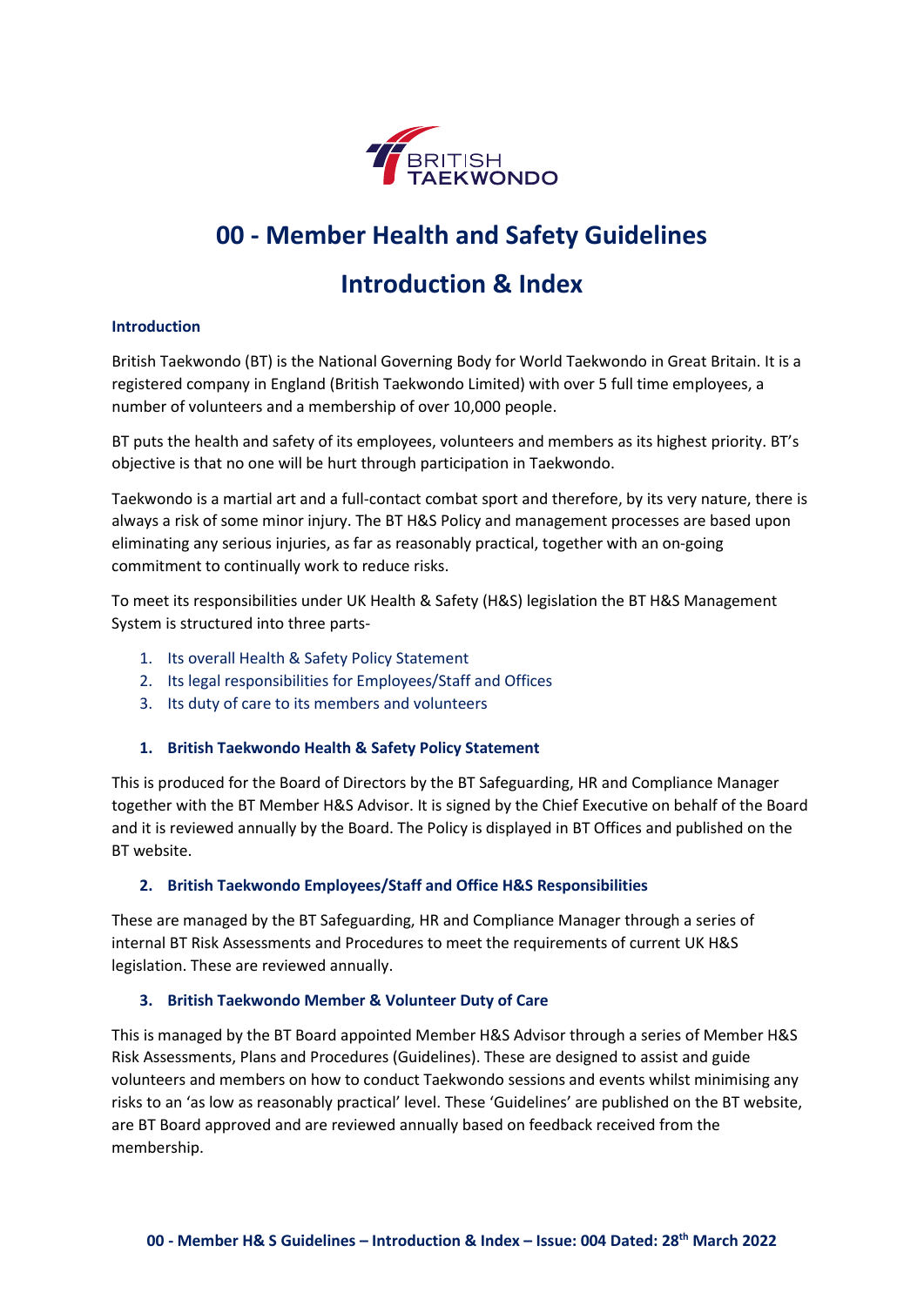# 00 - Member Health and Safety Guidelines

# Introduction & Index

### Introduction

British Taekwondo (BT) is the National Governing Body for World Taekwondo in Great Britain. It is a registered company in England (British Taekwondo Limited) with over 5 full time employees, a number of volunteers and a membership of over 10,000 people.

BT puts the health and safety of its employees, volunteers and members as its highest priority. BT's objective is that no one will be hurt through participation in Taekwondo.

Taekwondo is a martial art and a full-contact combat sport and therefore, by its very nature, there is always a risk of some minor injury. The BT H&S Policy and management processes are based upon eliminating any serious injuries, as far as reasonably practical, together with an on-going commitment to continually work to reduce risks.

To meet its responsibilities under UK Health & Safety (H&S) legislation the BT H&S Management System is structured into three parts-

1. Its overall Health & Safety Policy Statement
2. Its legal responsibilities for Employees/Staff and Offices
3. Its duty of care to its members and volunteers

### 1. British Taekwondo Health & Safety Policy Statement

This is produced for the Board of Directors by the BT Safeguarding, HR and Compliance Manager together with the BT Member H&S Advisor. It is signed by the Chief Executive on behalf of the Board and it is reviewed annually by the Board. The Policy is displayed in BT Offices and published on the BT website.

### 2. British Taekwondo Employees/Staff and Office H&S Responsibilities

These are managed by the BT Safeguarding, HR and Compliance Manager through a series of internal BT Risk Assessments and Procedures to meet the requirements of current UK H&S legislation. These are reviewed annually.

### 3. British Taekwondo Member & Volunteer Duty of Care

This is managed by the BT Board appointed Member H&S Advisor through a series of Member H&S Risk Assessments, Plans and Procedures (Guidelines). These are designed to assist and guide volunteers and members on how to conduct Taekwondo sessions and events whilst minimising any risks to an 'as low as reasonably practical' level. These 'Guidelines' are published on the BT website, are BT Board approved and are reviewed annually based on feedback received from the membership.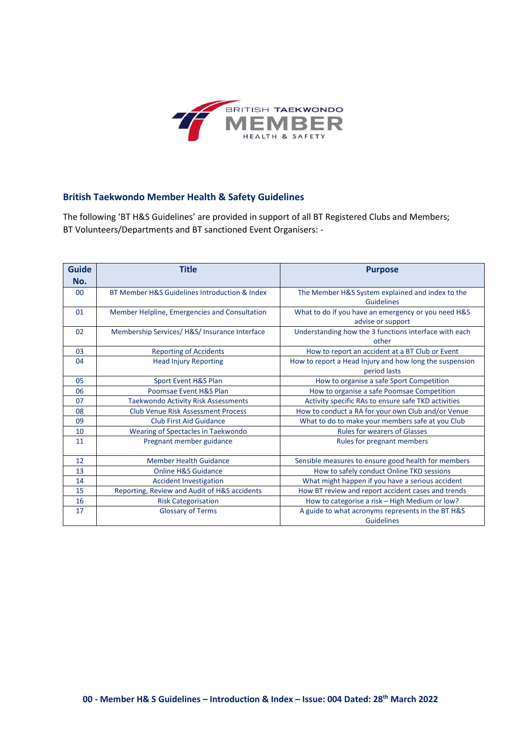## British Taekwondo Member Health & Safety Guidelines

The following 'BT H&S Guidelines' are provided in support of all BT Registered Clubs and Members; BT Volunteers/Departments and BT sanctioned Event Organisers: -

| Guide No. | Title | Purpose |
|---|---|---|
| 00 | BT Member H&S Guidelines Introduction & Index | The Member H&S System explained and index to the Guidelines |
| 01 | Member Helpline, Emergencies and Consultation | What to do if you have an emergency or you need H&S advise or support |
| 02 | Membership Services/ H&S/ Insurance Interface | Understanding how the 3 functions interface with each other |
| 03 | Reporting of Accidents | How to report an accident at a BT Club or Event |
| 04 | Head Injury Reporting | How to report a Head Injury and how long the suspension period lasts |
| 05 | Sport Event H&S Plan | How to organise a safe Sport Competition |
| 06 | Poomsae Event H&S Plan | How to organise a safe Poomsae Competition |
| 07 | Taekwondo Activity Risk Assessments | Activity specific RAs to ensure safe TKD activities |
| 08 | Club Venue Risk Assessment Process | How to conduct a RA for your own Club and/or Venue |
| 09 | Club First Aid Guidance | What to do to make your members safe at you Club |
| 10 | Wearing of Spectacles in Taekwondo | Rules for wearers of Glasses |
| 11 | Pregnant member guidance | Rules for pregnant members |
| 12 | Member Health Guidance | Sensible measures to ensure good health for members |
| 13 | Online H&S Guidance | How to safely conduct Online TKD sessions |
| 14 | Accident Investigation | What might happen if you have a serious accident |
| 15 | Reporting, Review and Audit of H&S accidents | How BT review and report accident cases and trends |
| 16 | Risk Categorisation | How to categorise a risk – High Medium or low? |
| 17 | Glossary of Terms | A guide to what acronyms represents in the BT H&S Guidelines |